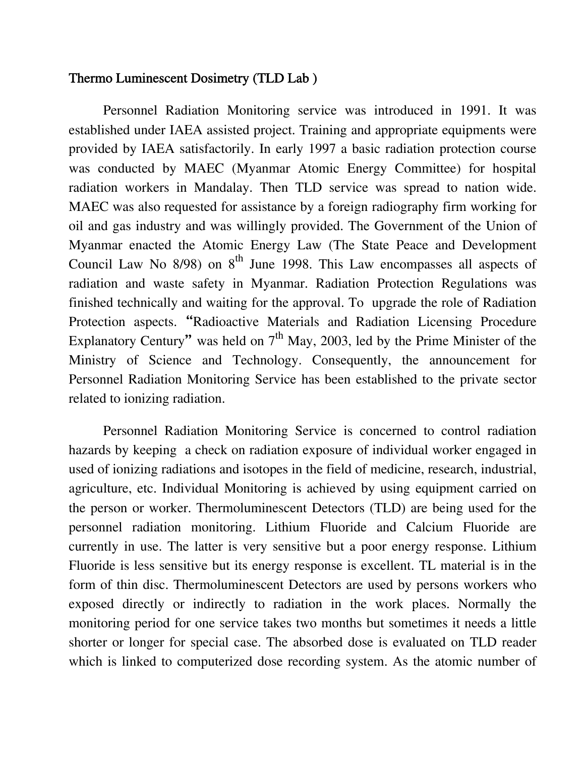# Thermo Luminescent Dosimetry (TLD Lab )

Personnel Radiation Monitoring service was introduced in 1991. It was established under IAEA assisted project. Training and appropriate equipments were provided by IAEA satisfactorily. In early 1997 a basic radiation protection course was conducted by MAEC (Myanmar Atomic Energy Committee) for hospital radiation workers in Mandalay. Then TLD service was spread to nation wide. MAEC was also requested for assistance by a foreign radiography firm working for oil and gas industry and was willingly provided. The Government of the Union of Myanmar enacted the Atomic Energy Law (The State Peace and Development Council Law No 8/98) on 8th June 1998. This Law encompasses all aspects of radiation and waste safety in Myanmar. Radiation Protection Regulations was finished technically and waiting for the approval. To upgrade the role of Radiation Protection aspects. "Radioactive Materials and Radiation Licensing Procedure Explanatory Century" was held on 7th May, 2003, led by the Prime Minister of the Ministry of Science and Technology. Consequently, the announcement for Personnel Radiation Monitoring Service has been established to the private sector related to ionizing radiation.

Personnel Radiation Monitoring Service is concerned to control radiation hazards by keeping a check on radiation exposure of individual worker engaged in used of ionizing radiations and isotopes in the field of medicine, research, industrial, agriculture, etc. Individual Monitoring is achieved by using equipment carried on the person or worker. Thermoluminescent Detectors (TLD) are being used for the personnel radiation monitoring. Lithium Fluoride and Calcium Fluoride are currently in use. The latter is very sensitive but a poor energy response. Lithium Fluoride is less sensitive but its energy response is excellent. TL material is in the form of thin disc. Thermoluminescent Detectors are used by persons workers who exposed directly or indirectly to radiation in the work places. Normally the monitoring period for one service takes two months but sometimes it needs a little shorter or longer for special case. The absorbed dose is evaluated on TLD reader which is linked to computerized dose recording system. As the atomic number of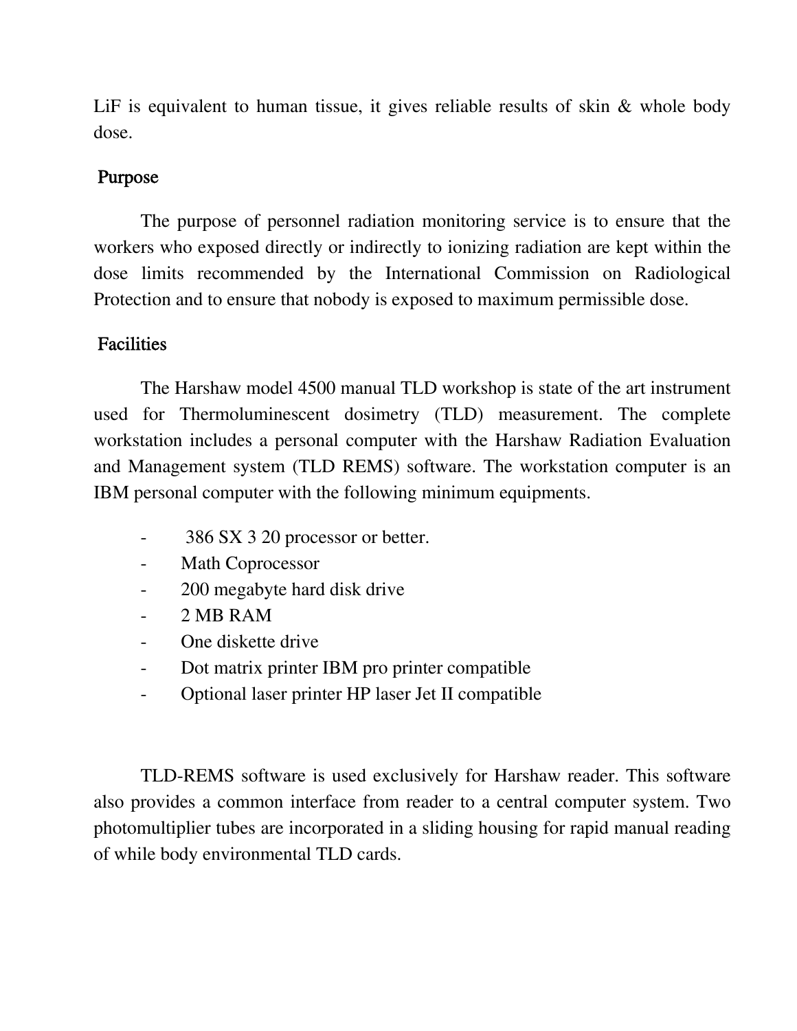LiF is equivalent to human tissue, it gives reliable results of skin & whole body dose.

## Purpose

The purpose of personnel radiation monitoring service is to ensure that the workers who exposed directly or indirectly to ionizing radiation are kept within the dose limits recommended by the International Commission on Radiological Protection and to ensure that nobody is exposed to maximum permissible dose.

## Facilities

The Harshaw model 4500 manual TLD workshop is state of the art instrument used for Thermoluminescent dosimetry (TLD) measurement. The complete workstation includes a personal computer with the Harshaw Radiation Evaluation and Management system (TLD REMS) software. The workstation computer is an IBM personal computer with the following minimum equipments.

- 386 SX 3 20 processor or better.
- Math Coprocessor
- 200 megabyte hard disk drive
- 2 MB RAM
- One diskette drive
- Dot matrix printer IBM pro printer compatible
- Optional laser printer HP laser Jet II compatible

TLD-REMS software is used exclusively for Harshaw reader. This software also provides a common interface from reader to a central computer system. Two photomultiplier tubes are incorporated in a sliding housing for rapid manual reading of while body environmental TLD cards.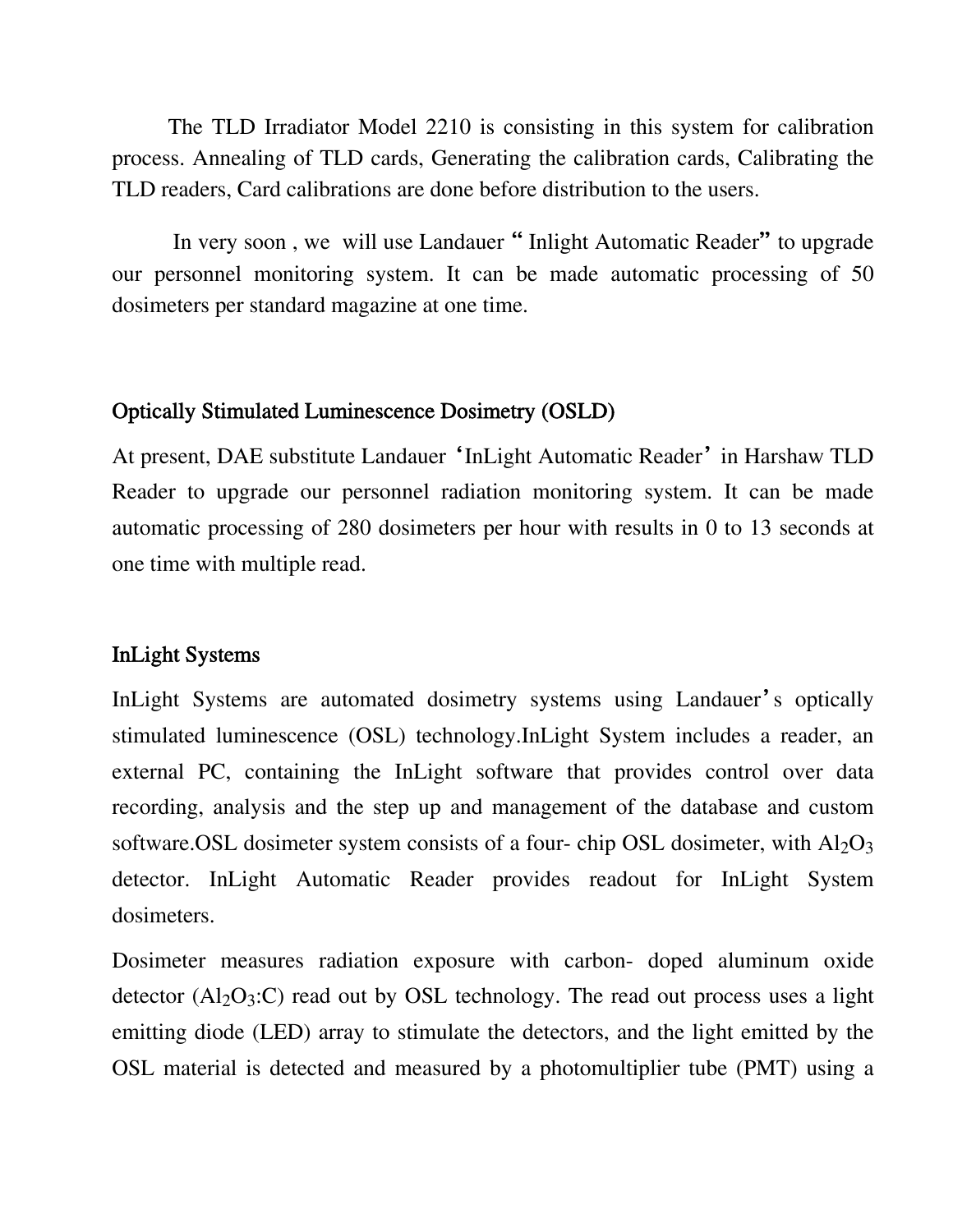The TLD Irradiator Model 2210 is consisting in this system for calibration process. Annealing of TLD cards, Generating the calibration cards, Calibrating the TLD readers, Card calibrations are done before distribution to the users.

In very soon , we will use Landauer " Inlight Automatic Reader" to upgrade our personnel monitoring system. It can be made automatic processing of 50 dosimeters per standard magazine at one time.

## Optically Stimulated Luminescence Dosimetry (OSLD)

At present, DAE substitute Landauer 'InLight Automatic Reader' in Harshaw TLD Reader to upgrade our personnel radiation monitoring system. It can be made automatic processing of 280 dosimeters per hour with results in 0 to 13 seconds at one time with multiple read.

## InLight Systems

InLight Systems are automated dosimetry systems using Landauer's optically stimulated luminescence (OSL) technology.InLight System includes a reader, an external PC, containing the InLight software that provides control over data recording, analysis and the step up and management of the database and custom software.OSL dosimeter system consists of a four- chip OSL dosimeter, with $Al_2O_3$ detector. InLight Automatic Reader provides readout for InLight System dosimeters.

Dosimeter measures radiation exposure with carbon- doped aluminum oxide detector ($Al_2O_3$:C) read out by OSL technology. The read out process uses a light emitting diode (LED) array to stimulate the detectors, and the light emitted by the OSL material is detected and measured by a photomultiplier tube (PMT) using a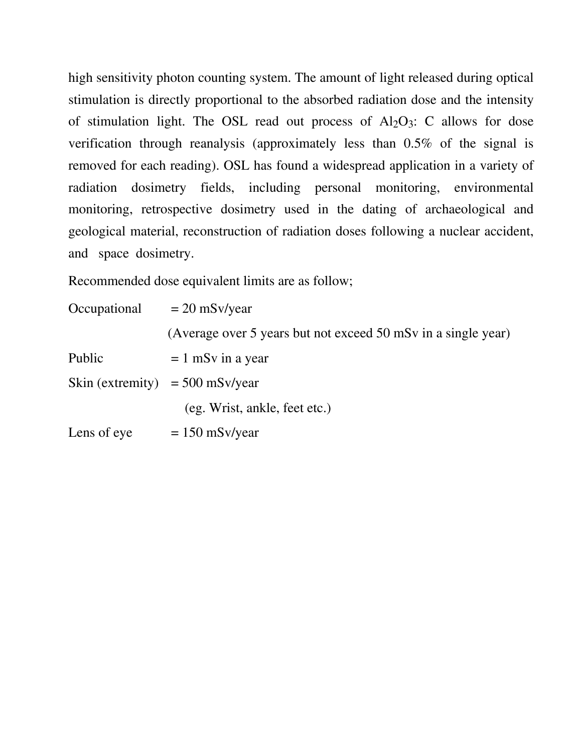high sensitivity photon counting system. The amount of light released during optical stimulation is directly proportional to the absorbed radiation dose and the intensity of stimulation light. The OSL read out process of $Al_2O_3$: C allows for dose verification through reanalysis (approximately less than 0.5% of the signal is removed for each reading). OSL has found a widespread application in a variety of radiation dosimetry fields, including personal monitoring, environmental monitoring, retrospective dosimetry used in the dating of archaeological and geological material, reconstruction of radiation doses following a nuclear accident, and space dosimetry.

Recommended dose equivalent limits are as follow;

Occupational = 20 mSv/year

(Average over 5 years but not exceed 50 mSv in a single year)

Public = 1 mSv in a year

Skin (extremity) = 500 mSv/year

(eg. Wrist, ankle, feet etc.)

Lens of eye = 150 mSv/year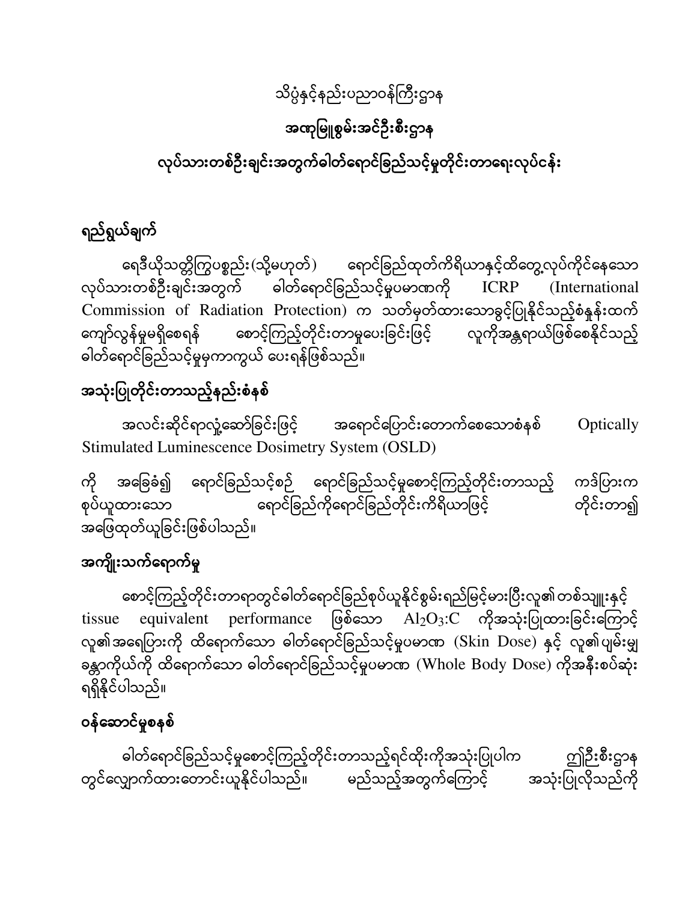သိပ္ပံနှင့်နည်းပညာဝန်ကြီးဌာန

**အဏုမြူစွမ်းအင်ဦးစီးဌာန**

**လုပ်သားတစ်ဦးချင်းအတွက်ဓါတ်ရောင်ခြည်သင့်မှုတိုင်းတာရေးလုပ်ငန်း**

## ရည်ရွယ်ချက်

ရေဒီယိုသတ္တိကြွပစ္စည်း(သို့မဟုတ်) ရောင်ခြည်ထုတ်ကိရိယာနှင့်ထိတွေ့လုပ်ကိုင်နေသော လုပ်သားတစ်ဦးချင်းအတွက် ဓါတ်ရောင်ခြည်သင့်မှုပမာဏကို ICRP (International Commission of Radiation Protection) က သတ်မှတ်ထားသောခွင့်ပြုနိုင်သည့်စံနှုန်းထက် ကျော်လွန်မှုမရှိစေရန် စောင့်ကြည့်တိုင်းတာမှုပေးခြင်းဖြင့် လူကိုအန္တရာယ်ဖြစ်စေနိုင်သည့် ဓါတ်ရောင်ခြည်သင့်မှုမှကာကွယ် ပေးရန်ဖြစ်သည်။

## အသုံးပြုတိုင်းတာသည့်နည်းစံနစ်

အလင်းဆိုင်ရာလှုံ့ဆော်ခြင်းဖြင့် အရောင်ပြောင်းတောက်စေသောစံနစ် Optically Stimulated Luminescence Dosimetry System (OSLD)

ကို အခြေခံ၍ ရောင်ခြည်သင့်စဉ် ရောင်ခြည်သင့်မှုစောင့်ကြည့်တိုင်းတာသည့် ကဒ်ပြားက စုပ်ယူထားသော ရောင်ခြည်ကိုရောင်ခြည်တိုင်းကိရိယာဖြင့် တိုင်းတာ၍ အဖြေထုတ်ယူခြင်းဖြစ်ပါသည်။

## အကျိုးသက်ရောက်မှု

စောင့်ကြည့်တိုင်းတာရာတွင်ဓါတ်ရောင်ခြည်စုပ်ယူနိုင်စွမ်းရည်မြင့်မားပြီးလူ၏တစ်သျှူးနှင့် tissue equivalent performance ဖြစ်သော $Al_2O_3$:C ကိုအသုံးပြုထားခြင်းကြောင့် လူ၏အရေပြားကို ထိရောက်သော ဓါတ်ရောင်ခြည်သင့်မှုပမာဏ (Skin Dose) နှင့် လူ၏ပျမ်းမျှ ခန္ဓာကိုယ်ကို ထိရောက်သော ဓါတ်ရောင်ခြည်သင့်မှုပမာဏ (Whole Body Dose) ကိုအနီးစပ်ဆုံး ရရှိနိုင်ပါသည်။

## ဝန်ဆောင်မှုစနစ်

ဓါတ်ရောင်ခြည်သင့်မှုစောင့်ကြည့်တိုင်းတာသည့်ရင်ထိုးကိုအသုံးပြုပါက ဤဦးစီးဌာန တွင်လျှောက်ထားတောင်းယူနိုင်ပါသည်။ မည်သည့်အတွက်ကြောင့် အသုံးပြုလိုသည်ကို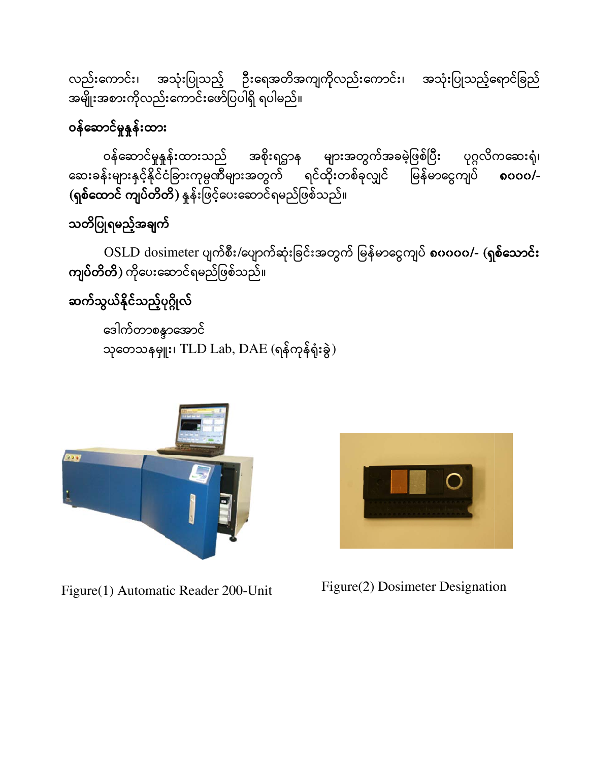လည်းကောင်း၊ အသုံးပြုသည့် ဦးရေအတိအကျကိုလည်းကောင်း၊ အသုံးပြုသည့်ရောင်ခြည် အမျိုးအစားကိုလည်းကောင်းဖော်ပြပါရှိ ရပါမည်။

**ဝန်ဆောင်မှုနှုန်းထား**

ဝန်ဆောင်မှုနှုန်းထားသည် အစိုးရဌာန များအတွက်အခမဲ့ဖြစ်ပြီး ပုဂ္ဂလိကဆေးရုံ၊ ဆေးခန်းများနှင့်နိုင်ငံခြားကုမ္ပဏီများအတွက် ရင်ထိုးတစ်ခုလျှင် မြန်မာငွေကျပ် **၈၀၀၀/- (ရှစ်ထောင် ကျပ်တိတိ)** နှုန်းဖြင့်ပေးဆောင်ရမည်ဖြစ်သည်။

**သတိပြုရမည့်အချက်**

OSLD dosimeter ပျက်စီး/ပျောက်ဆုံးခြင်းအတွက် မြန်မာငွေကျပ် **၈၀၀၀၀/- (ရှစ်သောင်း ကျပ်တိတိ)** ကိုပေးဆောင်ရမည်ဖြစ်သည်။

**ဆက်သွယ်နိုင်သည့်ပုဂ္ဂိုလ်**

ဒေါက်တာစန္ဒာအောင်
သုတေသနမှူး၊ TLD Lab, DAE (ရန်ကုန်ရုံးခွဲ)

Figure(1) Automatic Reader 200-Unit

Figure(2) Dosimeter Designation